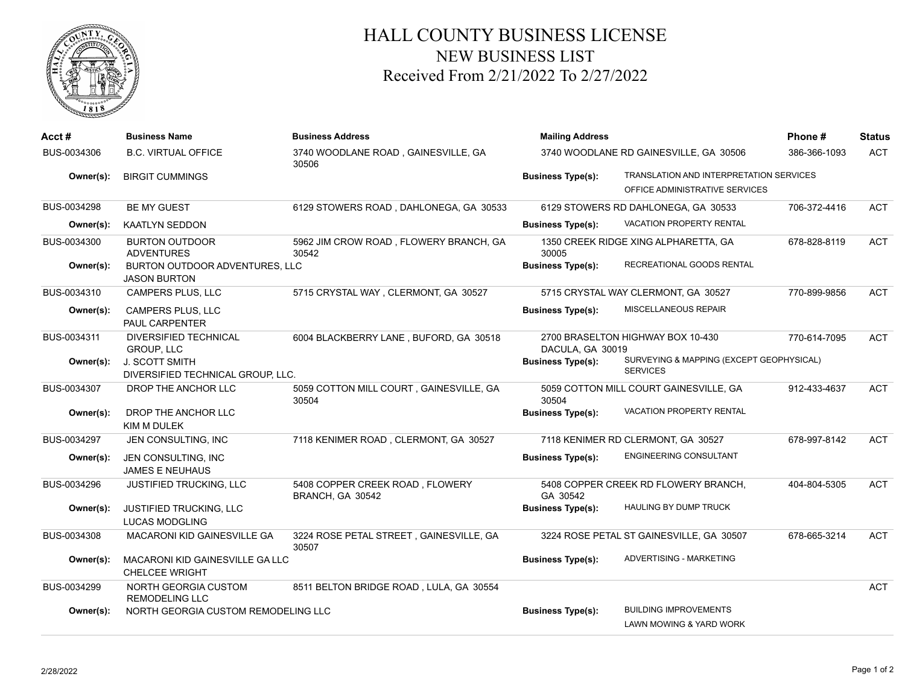# HALL COUNTY BUSINESS LICENSE

## NEW BUSINESS LIST

### Received From 2/21/2022 To 2/27/2022

| Acct # | Business Name | Business Address | Mailing Address | Phone # | Status |
|---|---|---|---|---|---|
| BUS-0034306 | B.C. VIRTUAL OFFICE | 3740 WOODLANE ROAD , GAINESVILLE, GA 30506 | 3740 WOODLANE RD GAINESVILLE, GA 30506 | 386-366-1093 | ACT |
| **Owner(s):** | BIRGIT CUMMINGS | | **Business Type(s):** TRANSLATION AND INTERPRETATION SERVICES; OFFICE ADMINISTRATIVE SERVICES | | |
| BUS-0034298 | BE MY GUEST | 6129 STOWERS ROAD , DAHLONEGA, GA 30533 | 6129 STOWERS RD DAHLONEGA, GA 30533 | 706-372-4416 | ACT |
| **Owner(s):** | KAATLYN SEDDON | | **Business Type(s):** VACATION PROPERTY RENTAL | | |
| BUS-0034300 | BURTON OUTDOOR ADVENTURES | 5962 JIM CROW ROAD , FLOWERY BRANCH, GA 30542 | 1350 CREEK RIDGE XING ALPHARETTA, GA 30005 | 678-828-8119 | ACT |
| **Owner(s):** | BURTON OUTDOOR ADVENTURES, LLC; JASON BURTON | | **Business Type(s):** RECREATIONAL GOODS RENTAL | | |
| BUS-0034310 | CAMPERS PLUS, LLC | 5715 CRYSTAL WAY , CLERMONT, GA 30527 | 5715 CRYSTAL WAY CLERMONT, GA 30527 | 770-899-9856 | ACT |
| **Owner(s):** | CAMPERS PLUS, LLC; PAUL CARPENTER | | **Business Type(s):** MISCELLANEOUS REPAIR | | |
| BUS-0034311 | DIVERSIFIED TECHNICAL GROUP, LLC | 6004 BLACKBERRY LANE , BUFORD, GA 30518 | 2700 BRASELTON HIGHWAY BOX 10-430 DACULA, GA 30019 | 770-614-7095 | ACT |
| **Owner(s):** | J. SCOTT SMITH; DIVERSIFIED TECHNICAL GROUP, LLC. | | **Business Type(s):** SURVEYING & MAPPING (EXCEPT GEOPHYSICAL) SERVICES | | |
| BUS-0034307 | DROP THE ANCHOR LLC | 5059 COTTON MILL COURT , GAINESVILLE, GA 30504 | 5059 COTTON MILL COURT GAINESVILLE, GA 30504 | 912-433-4637 | ACT |
| **Owner(s):** | DROP THE ANCHOR LLC; KIM M DULEK | | **Business Type(s):** VACATION PROPERTY RENTAL | | |
| BUS-0034297 | JEN CONSULTING, INC | 7118 KENIMER ROAD , CLERMONT, GA 30527 | 7118 KENIMER RD CLERMONT, GA 30527 | 678-997-8142 | ACT |
| **Owner(s):** | JEN CONSULTING, INC; JAMES E NEUHAUS | | **Business Type(s):** ENGINEERING CONSULTANT | | |
| BUS-0034296 | JUSTIFIED TRUCKING, LLC | 5408 COPPER CREEK ROAD , FLOWERY BRANCH, GA 30542 | 5408 COPPER CREEK RD FLOWERY BRANCH, GA 30542 | 404-804-5305 | ACT |
| **Owner(s):** | JUSTIFIED TRUCKING, LLC; LUCAS MODGLING | | **Business Type(s):** HAULING BY DUMP TRUCK | | |
| BUS-0034308 | MACARONI KID GAINESVILLE GA | 3224 ROSE PETAL STREET , GAINESVILLE, GA 30507 | 3224 ROSE PETAL ST GAINESVILLE, GA 30507 | 678-665-3214 | ACT |
| **Owner(s):** | MACARONI KID GAINESVILLE GA LLC; CHELCEE WRIGHT | | **Business Type(s):** ADVERTISING - MARKETING | | |
| BUS-0034299 | NORTH GEORGIA CUSTOM REMODELING LLC | 8511 BELTON BRIDGE ROAD , LULA, GA 30554 | | | ACT |
| **Owner(s):** | NORTH GEORGIA CUSTOM REMODELING LLC | | **Business Type(s):** BUILDING IMPROVEMENTS; LAWN MOWING & YARD WORK | | |

2/28/2022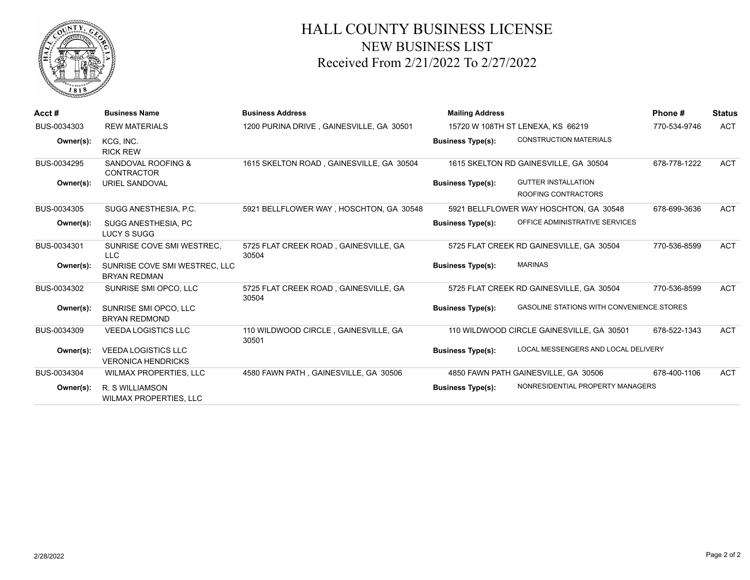# HALL COUNTY BUSINESS LICENSE
## NEW BUSINESS LIST
### Received From 2/21/2022 To 2/27/2022

| Acct # | Business Name | Business Address | Mailing Address | | Phone # | Status |
|---|---|---|---|---|---|---|
| BUS-0034303 | REW MATERIALS | 1200 PURINA DRIVE , GAINESVILLE, GA 30501 | 15720 W 108TH ST LENEXA, KS 66219 | | 770-534-9746 | ACT |
| Owner(s): | KCG, INC.<br>RICK REW | | Business Type(s): | CONSTRUCTION MATERIALS | | |
| BUS-0034295 | SANDOVAL ROOFING & CONTRACTOR | 1615 SKELTON ROAD , GAINESVILLE, GA 30504 | 1615 SKELTON RD GAINESVILLE, GA 30504 | | 678-778-1222 | ACT |
| Owner(s): | URIEL SANDOVAL | | Business Type(s): | GUTTER INSTALLATION<br>ROOFING CONTRACTORS | | |
| BUS-0034305 | SUGG ANESTHESIA, P.C. | 5921 BELLFLOWER WAY , HOSCHTON, GA 30548 | 5921 BELLFLOWER WAY HOSCHTON, GA 30548 | | 678-699-3636 | ACT |
| Owner(s): | SUGG ANESTHESIA, PC<br>LUCY S SUGG | | Business Type(s): | OFFICE ADMINISTRATIVE SERVICES | | |
| BUS-0034301 | SUNRISE COVE SMI WESTREC, LLC | 5725 FLAT CREEK ROAD , GAINESVILLE, GA 30504 | 5725 FLAT CREEK RD GAINESVILLE, GA 30504 | | 770-536-8599 | ACT |
| Owner(s): | SUNRISE COVE SMI WESTREC, LLC<br>BRYAN REDMAN | | Business Type(s): | MARINAS | | |
| BUS-0034302 | SUNRISE SMI OPCO, LLC | 5725 FLAT CREEK ROAD , GAINESVILLE, GA 30504 | 5725 FLAT CREEK RD GAINESVILLE, GA 30504 | | 770-536-8599 | ACT |
| Owner(s): | SUNRISE SMI OPCO, LLC<br>BRYAN REDMOND | | Business Type(s): | GASOLINE STATIONS WITH CONVENIENCE STORES | | |
| BUS-0034309 | VEEDA LOGISTICS LLC | 110 WILDWOOD CIRCLE , GAINESVILLE, GA 30501 | 110 WILDWOOD CIRCLE GAINESVILLE, GA 30501 | | 678-522-1343 | ACT |
| Owner(s): | VEEDA LOGISTICS LLC<br>VERONICA HENDRICKS | | Business Type(s): | LOCAL MESSENGERS AND LOCAL DELIVERY | | |
| BUS-0034304 | WILMAX PROPERTIES, LLC | 4580 FAWN PATH , GAINESVILLE, GA 30506 | 4850 FAWN PATH GAINESVILLE, GA 30506 | | 678-400-1106 | ACT |
| Owner(s): | R. S WILLIAMSON<br>WILMAX PROPERTIES, LLC | | Business Type(s): | NONRESIDENTIAL PROPERTY MANAGERS | | |

2/28/2022